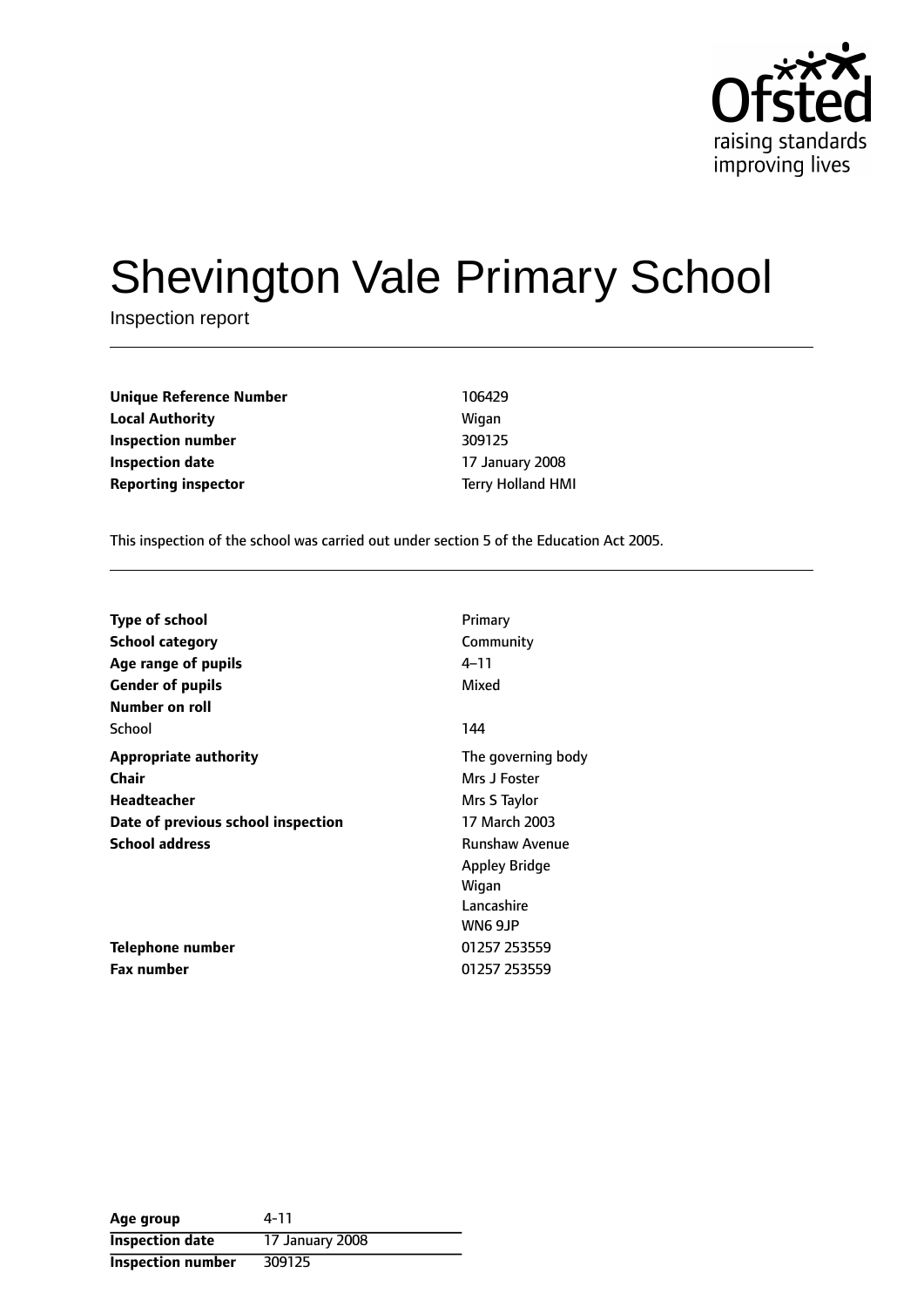# Shevington Vale Primary School

Inspection report

| | |
|---|---|
| **Unique Reference Number** | 106429 |
| **Local Authority** | Wigan |
| **Inspection number** | 309125 |
| **Inspection date** | 17 January 2008 |
| **Reporting inspector** | Terry Holland HMI |

This inspection of the school was carried out under section 5 of the Education Act 2005.

| | |
|---|---|
| **Type of school** | Primary |
| **School category** | Community |
| **Age range of pupils** | 4–11 |
| **Gender of pupils** | Mixed |
| **Number on roll** | |
| School | 144 |
| **Appropriate authority** | The governing body |
| **Chair** | Mrs J Foster |
| **Headteacher** | Mrs S Taylor |
| **Date of previous school inspection** | 17 March 2003 |
| **School address** | Runshaw Avenue<br>Appley Bridge<br>Wigan<br>Lancashire<br>WN6 9JP |
| **Telephone number** | 01257 253559 |
| **Fax number** | 01257 253559 |

| | |
|---|---|
| **Age group** | 4-11 |
| **Inspection date** | 17 January 2008 |
| **Inspection number** | 309125 |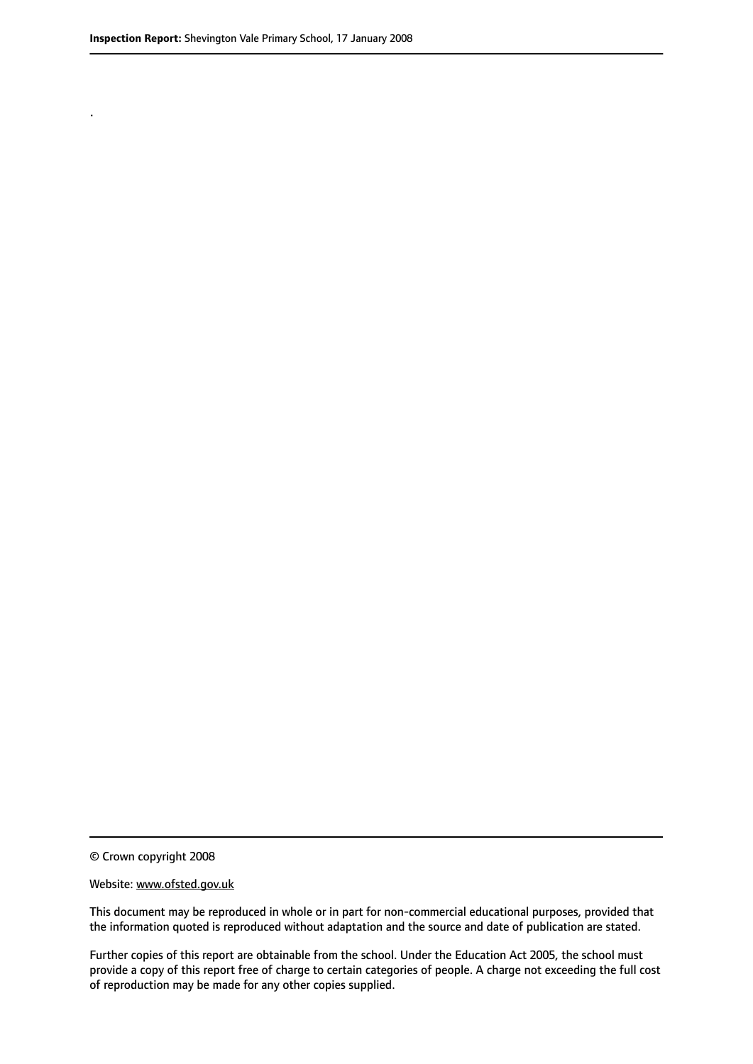.

© Crown copyright 2008

Website: www.ofsted.gov.uk

This document may be reproduced in whole or in part for non-commercial educational purposes, provided that the information quoted is reproduced without adaptation and the source and date of publication are stated.

Further copies of this report are obtainable from the school. Under the Education Act 2005, the school must provide a copy of this report free of charge to certain categories of people. A charge not exceeding the full cost of reproduction may be made for any other copies supplied.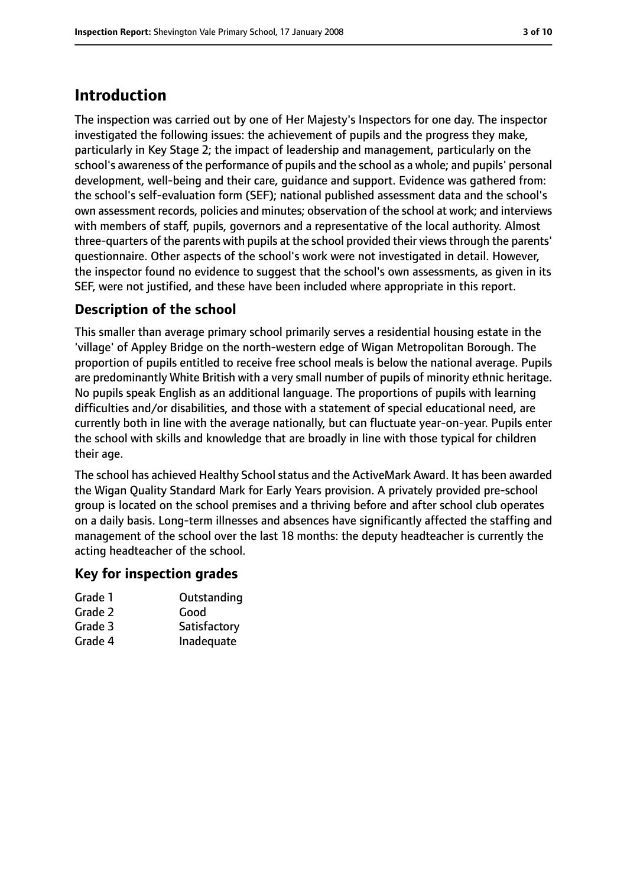# Introduction

The inspection was carried out by one of Her Majesty's Inspectors for one day. The inspector investigated the following issues: the achievement of pupils and the progress they make, particularly in Key Stage 2; the impact of leadership and management, particularly on the school's awareness of the performance of pupils and the school as a whole; and pupils' personal development, well-being and their care, guidance and support. Evidence was gathered from: the school's self-evaluation form (SEF); national published assessment data and the school's own assessment records, policies and minutes; observation of the school at work; and interviews with members of staff, pupils, governors and a representative of the local authority. Almost three-quarters of the parents with pupils at the school provided their views through the parents' questionnaire. Other aspects of the school's work were not investigated in detail. However, the inspector found no evidence to suggest that the school's own assessments, as given in its SEF, were not justified, and these have been included where appropriate in this report.

## Description of the school

This smaller than average primary school primarily serves a residential housing estate in the 'village' of Appley Bridge on the north-western edge of Wigan Metropolitan Borough. The proportion of pupils entitled to receive free school meals is below the national average. Pupils are predominantly White British with a very small number of pupils of minority ethnic heritage. No pupils speak English as an additional language. The proportions of pupils with learning difficulties and/or disabilities, and those with a statement of special educational need, are currently both in line with the average nationally, but can fluctuate year-on-year. Pupils enter the school with skills and knowledge that are broadly in line with those typical for children their age.

The school has achieved Healthy School status and the ActiveMark Award. It has been awarded the Wigan Quality Standard Mark for Early Years provision. A privately provided pre-school group is located on the school premises and a thriving before and after school club operates on a daily basis. Long-term illnesses and absences have significantly affected the staffing and management of the school over the last 18 months: the deputy headteacher is currently the acting headteacher of the school.

## Key for inspection grades

| | |
|---|---|
| Grade 1 | Outstanding |
| Grade 2 | Good |
| Grade 3 | Satisfactory |
| Grade 4 | Inadequate |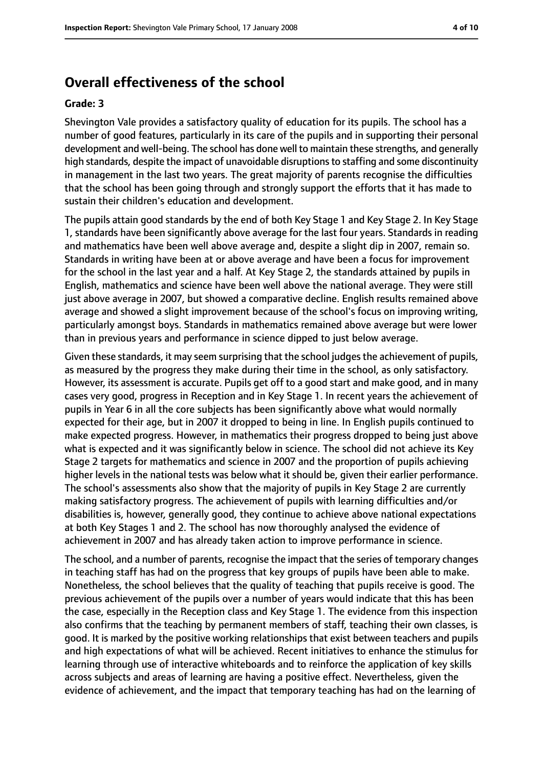## Overall effectiveness of the school

### Grade: 3

Shevington Vale provides a satisfactory quality of education for its pupils. The school has a number of good features, particularly in its care of the pupils and in supporting their personal development and well-being. The school has done well to maintain these strengths, and generally high standards, despite the impact of unavoidable disruptions to staffing and some discontinuity in management in the last two years. The great majority of parents recognise the difficulties that the school has been going through and strongly support the efforts that it has made to sustain their children's education and development.

The pupils attain good standards by the end of both Key Stage 1 and Key Stage 2. In Key Stage 1, standards have been significantly above average for the last four years. Standards in reading and mathematics have been well above average and, despite a slight dip in 2007, remain so. Standards in writing have been at or above average and have been a focus for improvement for the school in the last year and a half. At Key Stage 2, the standards attained by pupils in English, mathematics and science have been well above the national average. They were still just above average in 2007, but showed a comparative decline. English results remained above average and showed a slight improvement because of the school's focus on improving writing, particularly amongst boys. Standards in mathematics remained above average but were lower than in previous years and performance in science dipped to just below average.

Given these standards, it may seem surprising that the school judges the achievement of pupils, as measured by the progress they make during their time in the school, as only satisfactory. However, its assessment is accurate. Pupils get off to a good start and make good, and in many cases very good, progress in Reception and in Key Stage 1. In recent years the achievement of pupils in Year 6 in all the core subjects has been significantly above what would normally expected for their age, but in 2007 it dropped to being in line. In English pupils continued to make expected progress. However, in mathematics their progress dropped to being just above what is expected and it was significantly below in science. The school did not achieve its Key Stage 2 targets for mathematics and science in 2007 and the proportion of pupils achieving higher levels in the national tests was below what it should be, given their earlier performance. The school's assessments also show that the majority of pupils in Key Stage 2 are currently making satisfactory progress. The achievement of pupils with learning difficulties and/or disabilities is, however, generally good, they continue to achieve above national expectations at both Key Stages 1 and 2. The school has now thoroughly analysed the evidence of achievement in 2007 and has already taken action to improve performance in science.

The school, and a number of parents, recognise the impact that the series of temporary changes in teaching staff has had on the progress that key groups of pupils have been able to make. Nonetheless, the school believes that the quality of teaching that pupils receive is good. The previous achievement of the pupils over a number of years would indicate that this has been the case, especially in the Reception class and Key Stage 1. The evidence from this inspection also confirms that the teaching by permanent members of staff, teaching their own classes, is good. It is marked by the positive working relationships that exist between teachers and pupils and high expectations of what will be achieved. Recent initiatives to enhance the stimulus for learning through use of interactive whiteboards and to reinforce the application of key skills across subjects and areas of learning are having a positive effect. Nevertheless, given the evidence of achievement, and the impact that temporary teaching has had on the learning of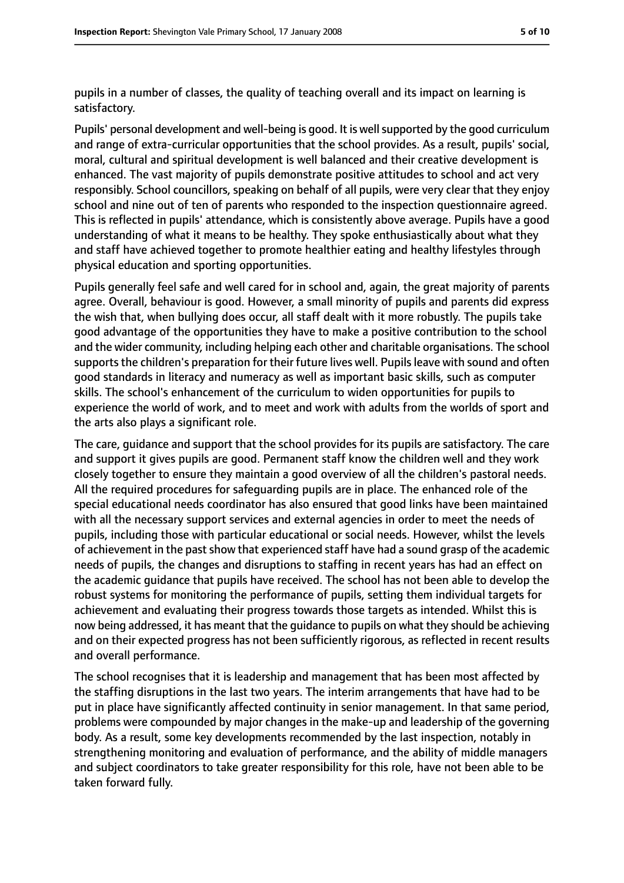pupils in a number of classes, the quality of teaching overall and its impact on learning is satisfactory.

Pupils' personal development and well-being is good. It is well supported by the good curriculum and range of extra-curricular opportunities that the school provides. As a result, pupils' social, moral, cultural and spiritual development is well balanced and their creative development is enhanced. The vast majority of pupils demonstrate positive attitudes to school and act very responsibly. School councillors, speaking on behalf of all pupils, were very clear that they enjoy school and nine out of ten of parents who responded to the inspection questionnaire agreed. This is reflected in pupils' attendance, which is consistently above average. Pupils have a good understanding of what it means to be healthy. They spoke enthusiastically about what they and staff have achieved together to promote healthier eating and healthy lifestyles through physical education and sporting opportunities.

Pupils generally feel safe and well cared for in school and, again, the great majority of parents agree. Overall, behaviour is good. However, a small minority of pupils and parents did express the wish that, when bullying does occur, all staff dealt with it more robustly. The pupils take good advantage of the opportunities they have to make a positive contribution to the school and the wider community, including helping each other and charitable organisations. The school supports the children's preparation for their future lives well. Pupils leave with sound and often good standards in literacy and numeracy as well as important basic skills, such as computer skills. The school's enhancement of the curriculum to widen opportunities for pupils to experience the world of work, and to meet and work with adults from the worlds of sport and the arts also plays a significant role.

The care, guidance and support that the school provides for its pupils are satisfactory. The care and support it gives pupils are good. Permanent staff know the children well and they work closely together to ensure they maintain a good overview of all the children's pastoral needs. All the required procedures for safeguarding pupils are in place. The enhanced role of the special educational needs coordinator has also ensured that good links have been maintained with all the necessary support services and external agencies in order to meet the needs of pupils, including those with particular educational or social needs. However, whilst the levels of achievement in the past show that experienced staff have had a sound grasp of the academic needs of pupils, the changes and disruptions to staffing in recent years has had an effect on the academic guidance that pupils have received. The school has not been able to develop the robust systems for monitoring the performance of pupils, setting them individual targets for achievement and evaluating their progress towards those targets as intended. Whilst this is now being addressed, it has meant that the guidance to pupils on what they should be achieving and on their expected progress has not been sufficiently rigorous, as reflected in recent results and overall performance.

The school recognises that it is leadership and management that has been most affected by the staffing disruptions in the last two years. The interim arrangements that have had to be put in place have significantly affected continuity in senior management. In that same period, problems were compounded by major changes in the make-up and leadership of the governing body. As a result, some key developments recommended by the last inspection, notably in strengthening monitoring and evaluation of performance, and the ability of middle managers and subject coordinators to take greater responsibility for this role, have not been able to be taken forward fully.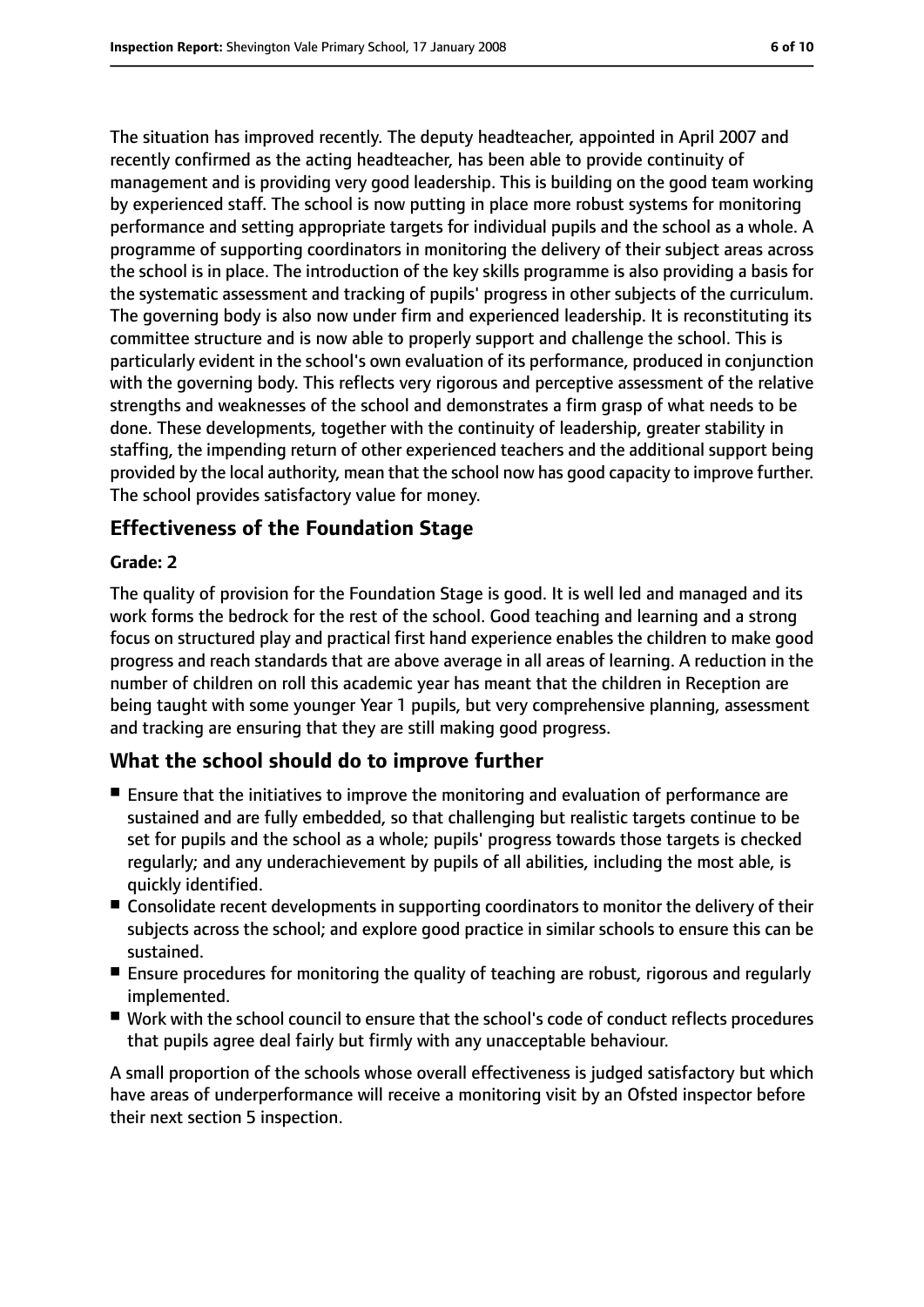The situation has improved recently. The deputy headteacher, appointed in April 2007 and recently confirmed as the acting headteacher, has been able to provide continuity of management and is providing very good leadership. This is building on the good team working by experienced staff. The school is now putting in place more robust systems for monitoring performance and setting appropriate targets for individual pupils and the school as a whole. A programme of supporting coordinators in monitoring the delivery of their subject areas across the school is in place. The introduction of the key skills programme is also providing a basis for the systematic assessment and tracking of pupils' progress in other subjects of the curriculum. The governing body is also now under firm and experienced leadership. It is reconstituting its committee structure and is now able to properly support and challenge the school. This is particularly evident in the school's own evaluation of its performance, produced in conjunction with the governing body. This reflects very rigorous and perceptive assessment of the relative strengths and weaknesses of the school and demonstrates a firm grasp of what needs to be done. These developments, together with the continuity of leadership, greater stability in staffing, the impending return of other experienced teachers and the additional support being provided by the local authority, mean that the school now has good capacity to improve further. The school provides satisfactory value for money.

## Effectiveness of the Foundation Stage

**Grade: 2**

The quality of provision for the Foundation Stage is good. It is well led and managed and its work forms the bedrock for the rest of the school. Good teaching and learning and a strong focus on structured play and practical first hand experience enables the children to make good progress and reach standards that are above average in all areas of learning. A reduction in the number of children on roll this academic year has meant that the children in Reception are being taught with some younger Year 1 pupils, but very comprehensive planning, assessment and tracking are ensuring that they are still making good progress.

## What the school should do to improve further

- Ensure that the initiatives to improve the monitoring and evaluation of performance are sustained and are fully embedded, so that challenging but realistic targets continue to be set for pupils and the school as a whole; pupils' progress towards those targets is checked regularly; and any underachievement by pupils of all abilities, including the most able, is quickly identified.
- Consolidate recent developments in supporting coordinators to monitor the delivery of their subjects across the school; and explore good practice in similar schools to ensure this can be sustained.
- Ensure procedures for monitoring the quality of teaching are robust, rigorous and regularly implemented.
- Work with the school council to ensure that the school's code of conduct reflects procedures that pupils agree deal fairly but firmly with any unacceptable behaviour.

A small proportion of the schools whose overall effectiveness is judged satisfactory but which have areas of underperformance will receive a monitoring visit by an Ofsted inspector before their next section 5 inspection.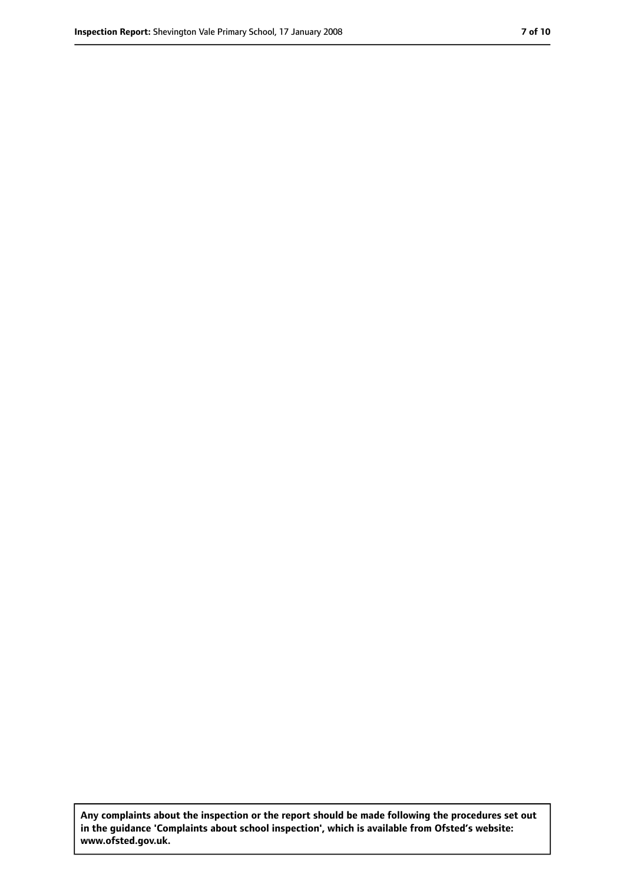**Any complaints about the inspection or the report should be made following the procedures set out in the guidance 'Complaints about school inspection', which is available from Ofsted's website: www.ofsted.gov.uk.**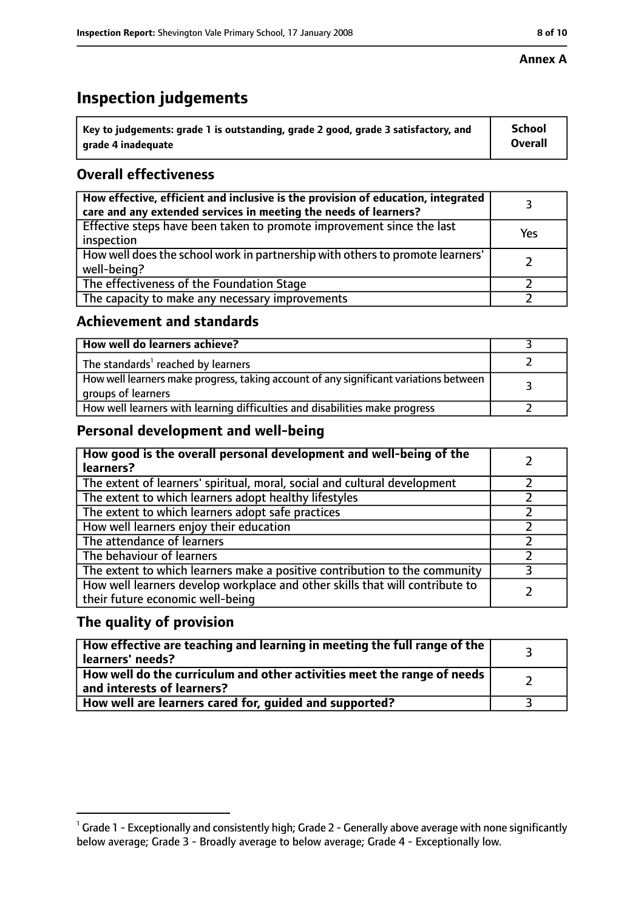**Annex A**

# Inspection judgements

| Key to judgements: grade 1 is outstanding, grade 2 good, grade 3 satisfactory, and grade 4 inadequate | School Overall |
|---|---|

## Overall effectiveness

| | |
|---|---|
| How effective, efficient and inclusive is the provision of education, integrated care and any extended services in meeting the needs of learners? | 3 |
| Effective steps have been taken to promote improvement since the last inspection | Yes |
| How well does the school work in partnership with others to promote learners' well-being? | 2 |
| The effectiveness of the Foundation Stage | 2 |
| The capacity to make any necessary improvements | 2 |

## Achievement and standards

| | |
|---|---|
| How well do learners achieve? | 3 |
| The standards[1] reached by learners | 2 |
| How well learners make progress, taking account of any significant variations between groups of learners | 3 |
| How well learners with learning difficulties and disabilities make progress | 2 |

## Personal development and well-being

| | |
|---|---|
| How good is the overall personal development and well-being of the learners? | 2 |
| The extent of learners' spiritual, moral, social and cultural development | 2 |
| The extent to which learners adopt healthy lifestyles | 2 |
| The extent to which learners adopt safe practices | 2 |
| How well learners enjoy their education | 2 |
| The attendance of learners | 2 |
| The behaviour of learners | 2 |
| The extent to which learners make a positive contribution to the community | 3 |
| How well learners develop workplace and other skills that will contribute to their future economic well-being | 2 |

## The quality of provision

| | |
|---|---|
| How effective are teaching and learning in meeting the full range of the learners' needs? | 3 |
| How well do the curriculum and other activities meet the range of needs and interests of learners? | 2 |
| How well are learners cared for, guided and supported? | 3 |

[1] Grade 1 - Exceptionally and consistently high; Grade 2 - Generally above average with none significantly below average; Grade 3 - Broadly average to below average; Grade 4 - Exceptionally low.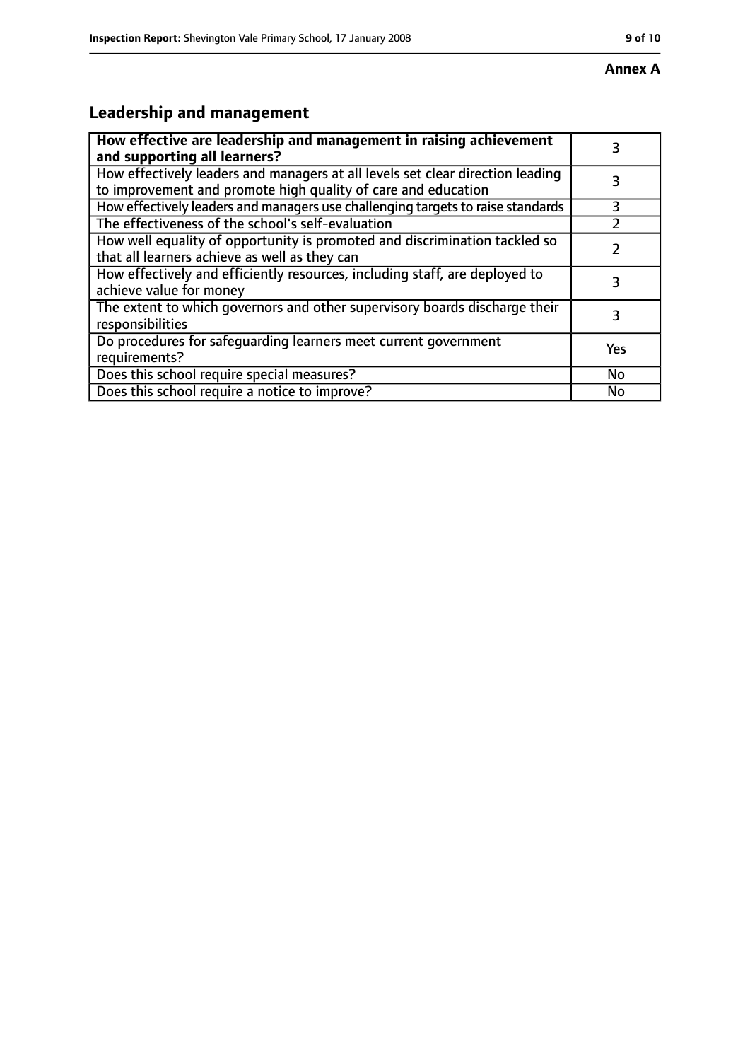**Annex A**

## Leadership and management

| **How effective are leadership and management in raising achievement and supporting all learners?** | 3 |
| --- | --- |
| How effectively leaders and managers at all levels set clear direction leading to improvement and promote high quality of care and education | 3 |
| How effectively leaders and managers use challenging targets to raise standards | 3 |
| The effectiveness of the school's self-evaluation | 2 |
| How well equality of opportunity is promoted and discrimination tackled so that all learners achieve as well as they can | 2 |
| How effectively and efficiently resources, including staff, are deployed to achieve value for money | 3 |
| The extent to which governors and other supervisory boards discharge their responsibilities | 3 |
| Do procedures for safeguarding learners meet current government requirements? | Yes |
| Does this school require special measures? | No |
| Does this school require a notice to improve? | No |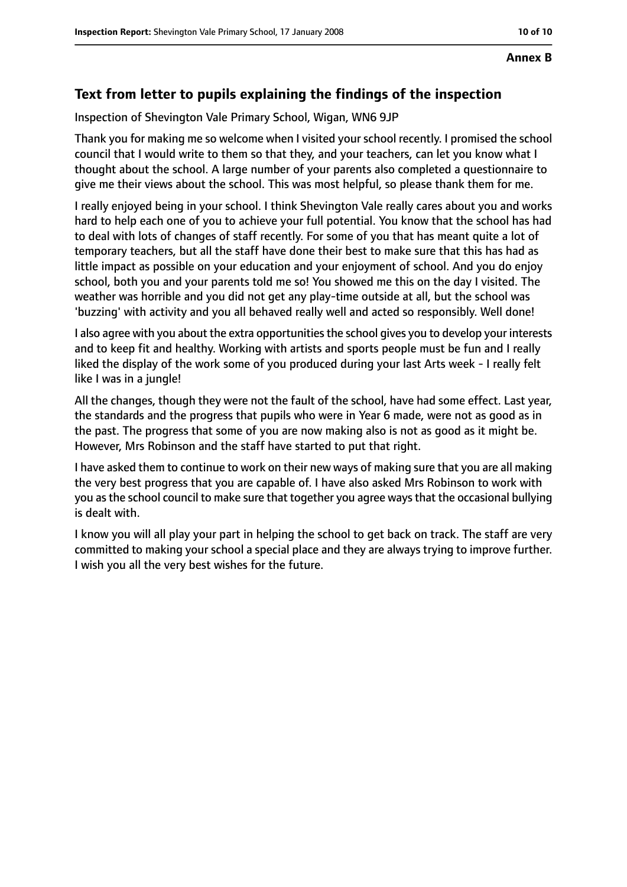**Annex B**

## Text from letter to pupils explaining the findings of the inspection

Inspection of Shevington Vale Primary School, Wigan, WN6 9JP

Thank you for making me so welcome when I visited your school recently. I promised the school council that I would write to them so that they, and your teachers, can let you know what I thought about the school. A large number of your parents also completed a questionnaire to give me their views about the school. This was most helpful, so please thank them for me.

I really enjoyed being in your school. I think Shevington Vale really cares about you and works hard to help each one of you to achieve your full potential. You know that the school has had to deal with lots of changes of staff recently. For some of you that has meant quite a lot of temporary teachers, but all the staff have done their best to make sure that this has had as little impact as possible on your education and your enjoyment of school. And you do enjoy school, both you and your parents told me so! You showed me this on the day I visited. The weather was horrible and you did not get any play-time outside at all, but the school was 'buzzing' with activity and you all behaved really well and acted so responsibly. Well done!

I also agree with you about the extra opportunities the school gives you to develop your interests and to keep fit and healthy. Working with artists and sports people must be fun and I really liked the display of the work some of you produced during your last Arts week - I really felt like I was in a jungle!

All the changes, though they were not the fault of the school, have had some effect. Last year, the standards and the progress that pupils who were in Year 6 made, were not as good as in the past. The progress that some of you are now making also is not as good as it might be. However, Mrs Robinson and the staff have started to put that right.

I have asked them to continue to work on their new ways of making sure that you are all making the very best progress that you are capable of. I have also asked Mrs Robinson to work with you as the school council to make sure that together you agree ways that the occasional bullying is dealt with.

I know you will all play your part in helping the school to get back on track. The staff are very committed to making your school a special place and they are always trying to improve further. I wish you all the very best wishes for the future.